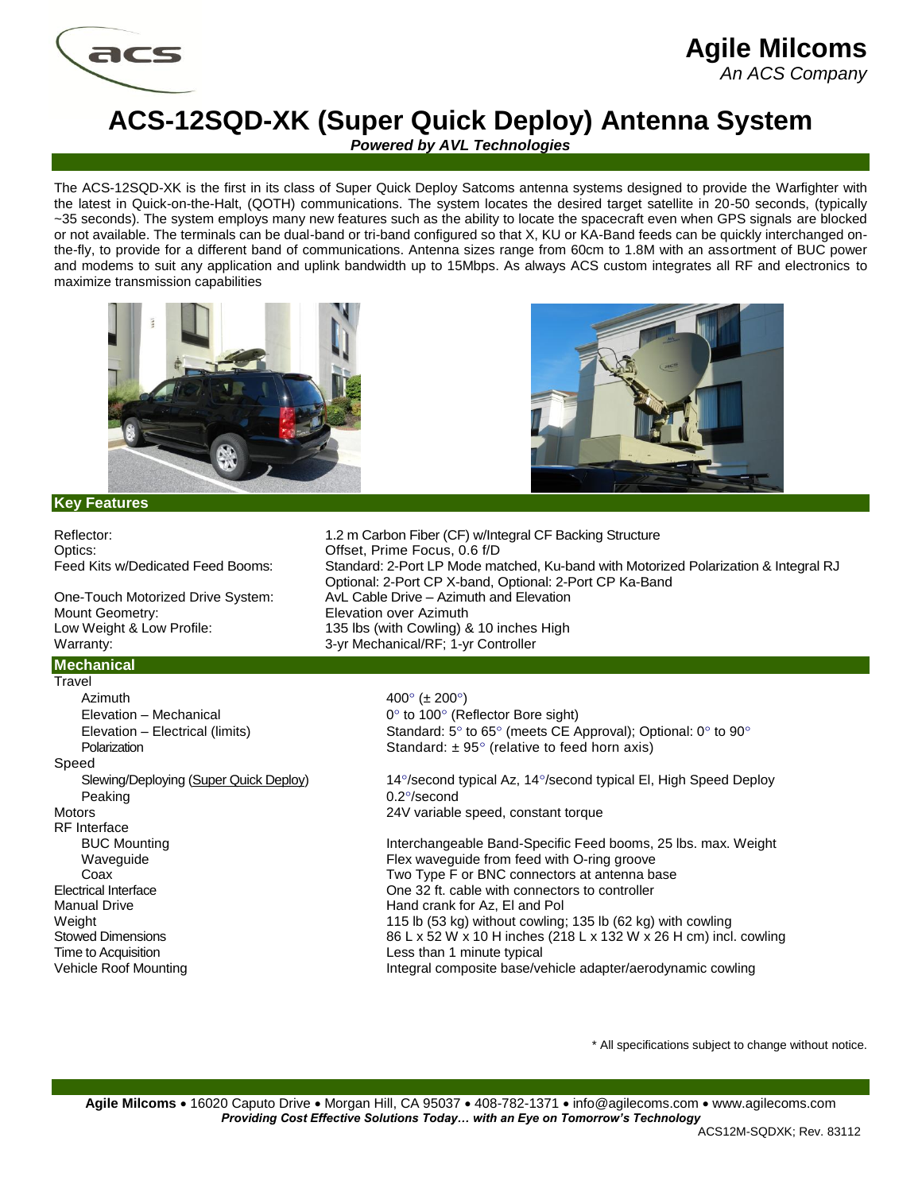# Agile Milcoms

*An ACS Company*

# ACS-12SQD-XK (Super Quick Deploy) Antenna System

***Powered by AVL Technologies***

The ACS-12SQD-XK is the first in its class of Super Quick Deploy Satcoms antenna systems designed to provide the Warfighter with the latest in Quick-on-the-Halt, (QOTH) communications. The system locates the desired target satellite in 20-50 seconds, (typically ~35 seconds). The system employs many new features such as the ability to locate the spacecraft even when GPS signals are blocked or not available. The terminals can be dual-band or tri-band configured so that X, KU or KA-Band feeds can be quickly interchanged on-the-fly, to provide for a different band of communications. Antenna sizes range from 60cm to 1.8M with an assortment of BUC power and modems to suit any application and uplink bandwidth up to 15Mbps. As always ACS custom integrates all RF and electronics to maximize transmission capabilities

## Key Features

| | |
|---|---|
| Reflector: | 1.2 m Carbon Fiber (CF) w/Integral CF Backing Structure |
| Optics: | Offset, Prime Focus, 0.6 f/D |
| Feed Kits w/Dedicated Feed Booms: | Standard: 2-Port LP Mode matched, Ku-band with Motorized Polarization & Integral RJ<br>Optional: 2-Port CP X-band, Optional: 2-Port CP Ka-Band |
| One-Touch Motorized Drive System: | AvL Cable Drive – Azimuth and Elevation |
| Mount Geometry: | Elevation over Azimuth |
| Low Weight & Low Profile: | 135 lbs (with Cowling) & 10 inches High |
| Warranty: | 3-yr Mechanical/RF; 1-yr Controller |

## Mechanical

| | |
|---|---|
| **Travel** | |
| Azimuth | 400° (± 200°) |
| Elevation – Mechanical | 0° to 100° (Reflector Bore sight) |
| Elevation – Electrical (limits) | Standard: 5° to 65° (meets CE Approval); Optional: 0° to 90° |
| Polarization | Standard: ± 95° (relative to feed horn axis) |
| **Speed** | |
| Slewing/Deploying (Super Quick Deploy) | 14°/second typical Az, 14°/second typical El, High Speed Deploy |
| Peaking | 0.2°/second |
| Motors | 24V variable speed, constant torque |
| **RF Interface** | |
| BUC Mounting | Interchangeable Band-Specific Feed booms, 25 lbs. max. Weight |
| Waveguide | Flex waveguide from feed with O-ring groove |
| Coax | Two Type F or BNC connectors at antenna base |
| Electrical Interface | One 32 ft. cable with connectors to controller |
| Manual Drive | Hand crank for Az, El and Pol |
| Weight | 115 lb (53 kg) without cowling; 135 lb (62 kg) with cowling |
| Stowed Dimensions | 86 L x 52 W x 10 H inches (218 L x 132 W x 26 H cm) incl. cowling |
| Time to Acquisition | Less than 1 minute typical |
| Vehicle Roof Mounting | Integral composite base/vehicle adapter/aerodynamic cowling |

\* All specifications subject to change without notice.

**Agile Milcoms** • 16020 Caputo Drive • Morgan Hill, CA 95037 • 408-782-1371 • info@agilecoms.com • www.agilecoms.com

***Providing Cost Effective Solutions Today… with an Eye on Tomorrow's Technology***

ACS12M-SQDXK; Rev. 83112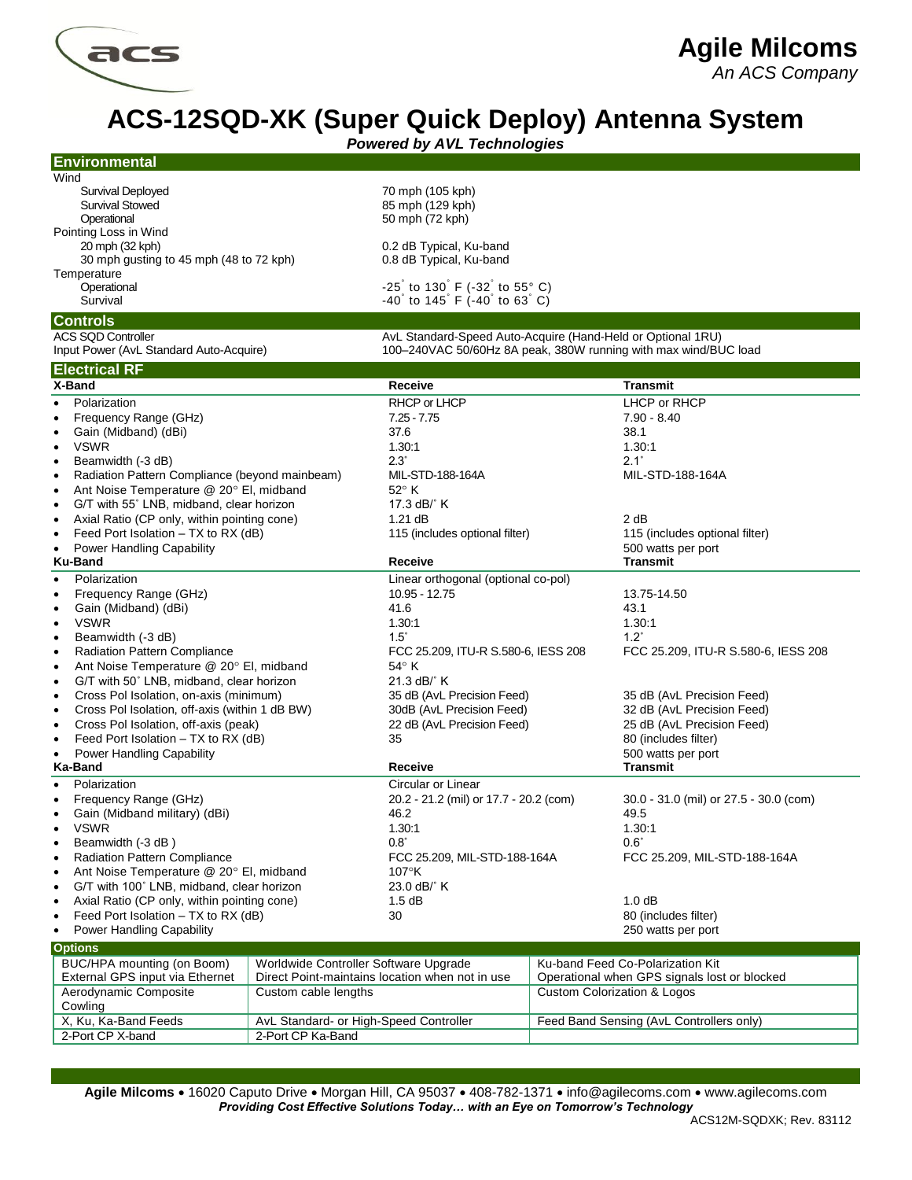# Agile Milcoms

*An ACS Company*

# ACS-12SQD-XK (Super Quick Deploy) Antenna System

***Powered by AVL Technologies***

## Environmental

| | |
|---|---|
| Wind | |
| Survival Deployed | 70 mph (105 kph) |
| Survival Stowed | 85 mph (129 kph) |
| Operational | 50 mph (72 kph) |
| Pointing Loss in Wind | |
| 20 mph (32 kph) | 0.2 dB Typical, Ku-band |
| 30 mph gusting to 45 mph (48 to 72 kph) | 0.8 dB Typical, Ku-band |
| Temperature | |
| Operational | -25° to 130° F (-32° to 55° C) |
| Survival | -40° to 145° F (-40° to 63° C) |

## Controls

| | |
|---|---|
| ACS SQD Controller | AvL Standard-Speed Auto-Acquire (Hand-Held or Optional 1RU) |
| Input Power (AvL Standard Auto-Acquire) | 100–240VAC 50/60Hz 8A peak, 380W running with max wind/BUC load |

## Electrical RF

| X-Band | Receive | Transmit |
|---|---|---|
| • Polarization | RHCP or LHCP | LHCP or RHCP |
| • Frequency Range (GHz) | 7.25 - 7.75 | 7.90 - 8.40 |
| • Gain (Midband) (dBi) | 37.6 | 38.1 |
| • VSWR | 1.30:1 | 1.30:1 |
| • Beamwidth (-3 dB) | 2.3° | 2.1° |
| • Radiation Pattern Compliance (beyond mainbeam) | MIL-STD-188-164A | MIL-STD-188-164A |
| • Ant Noise Temperature @ 20° El, midband | 52° K | |
| • G/T with 55° LNB, midband, clear horizon | 17.3 dB/° K | |
| • Axial Ratio (CP only, within pointing cone) | 1.21 dB | 2 dB |
| • Feed Port Isolation – TX to RX (dB) | 115 (includes optional filter) | 115 (includes optional filter) |
| • Power Handling Capability | | 500 watts per port |

| Ku-Band | Receive | Transmit |
|---|---|---|
| • Polarization | Linear orthogonal (optional co-pol) | |
| • Frequency Range (GHz) | 10.95 - 12.75 | 13.75-14.50 |
| • Gain (Midband) (dBi) | 41.6 | 43.1 |
| • VSWR | 1.30:1 | 1.30:1 |
| • Beamwidth (-3 dB) | 1.5° | 1.2° |
| • Radiation Pattern Compliance | FCC 25.209, ITU-R S.580-6, IESS 208 | FCC 25.209, ITU-R S.580-6, IESS 208 |
| • Ant Noise Temperature @ 20° El, midband | 54° K | |
| • G/T with 50° LNB, midband, clear horizon | 21.3 dB/° K | |
| • Cross Pol Isolation, on-axis (minimum) | 35 dB (AvL Precision Feed) | 35 dB (AvL Precision Feed) |
| • Cross Pol Isolation, off-axis (within 1 dB BW) | 30dB (AvL Precision Feed) | 32 dB (AvL Precision Feed) |
| • Cross Pol Isolation, off-axis (peak) | 22 dB (AvL Precision Feed) | 25 dB (AvL Precision Feed) |
| • Feed Port Isolation – TX to RX (dB) | 35 | 80 (includes filter) |
| • Power Handling Capability | | 500 watts per port |

| Ka-Band | Receive | Transmit |
|---|---|---|
| • Polarization | Circular or Linear | |
| • Frequency Range (GHz) | 20.2 - 21.2 (mil) or 17.7 - 20.2 (com) | 30.0 - 31.0 (mil) or 27.5 - 30.0 (com) |
| • Gain (Midband military) (dBi) | 46.2 | 49.5 |
| • VSWR | 1.30:1 | 1.30:1 |
| • Beamwidth (-3 dB ) | 0.8° | 0.6° |
| • Radiation Pattern Compliance | FCC 25.209, MIL-STD-188-164A | FCC 25.209, MIL-STD-188-164A |
| • Ant Noise Temperature @ 20° El, midband | 107°K | |
| • G/T with 100° LNB, midband, clear horizon | 23.0 dB/° K | |
| • Axial Ratio (CP only, within pointing cone) | 1.5 dB | 1.0 dB |
| • Feed Port Isolation – TX to RX (dB) | 30 | 80 (includes filter) |
| • Power Handling Capability | | 250 watts per port |

## Options

| | | |
|---|---|---|
| BUC/HPA mounting (on Boom)<br>External GPS input via Ethernet | Worldwide Controller Software Upgrade<br>Direct Point-maintains location when not in use | Ku-band Feed Co-Polarization Kit<br>Operational when GPS signals lost or blocked |
| Aerodynamic Composite Cowling | Custom cable lengths | Custom Colorization & Logos |
| X, Ku, Ka-Band Feeds | AvL Standard- or High-Speed Controller | Feed Band Sensing (AvL Controllers only) |
| 2-Port CP X-band | 2-Port CP Ka-Band | |

**Agile Milcoms** • 16020 Caputo Drive • Morgan Hill, CA 95037 • 408-782-1371 • info@agilecoms.com • www.agilecoms.com

***Providing Cost Effective Solutions Today… with an Eye on Tomorrow's Technology***

ACS12M-SQDXK; Rev. 83112